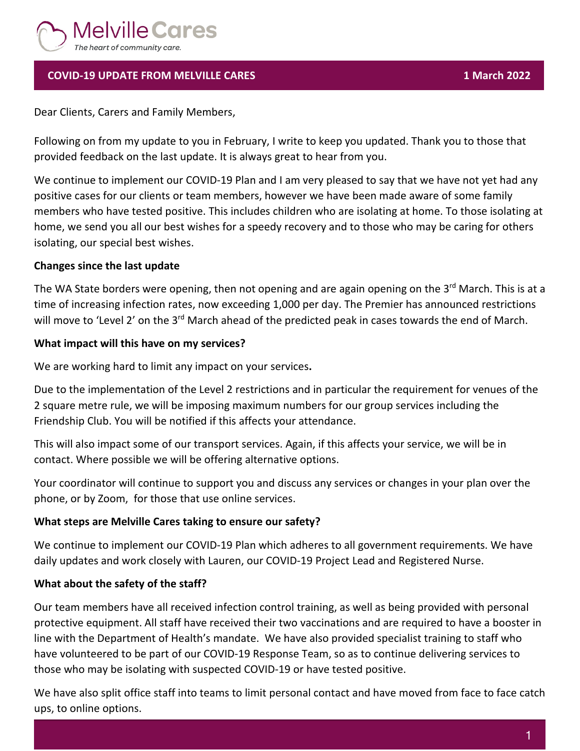Melville Cares

*The heart of community care.*

## COVID-19 UPDATE FROM MELVILLE CARES

**1 March 2022**

Dear Clients, Carers and Family Members,

Following on from my update to you in February, I write to keep you updated. Thank you to those that provided feedback on the last update. It is always great to hear from you.

We continue to implement our COVID-19 Plan and I am very pleased to say that we have not yet had any positive cases for our clients or team members, however we have been made aware of some family members who have tested positive. This includes children who are isolating at home. To those isolating at home, we send you all our best wishes for a speedy recovery and to those who may be caring for others isolating, our special best wishes.

**Changes since the last update**

The WA State borders were opening, then not opening and are again opening on the 3rd March. This is at a time of increasing infection rates, now exceeding 1,000 per day. The Premier has announced restrictions will move to 'Level 2' on the 3rd March ahead of the predicted peak in cases towards the end of March.

**What impact will this have on my services?**

We are working hard to limit any impact on your services**.**

Due to the implementation of the Level 2 restrictions and in particular the requirement for venues of the 2 square metre rule, we will be imposing maximum numbers for our group services including the Friendship Club. You will be notified if this affects your attendance.

This will also impact some of our transport services. Again, if this affects your service, we will be in contact. Where possible we will be offering alternative options.

Your coordinator will continue to support you and discuss any services or changes in your plan over the phone, or by Zoom, for those that use online services.

**What steps are Melville Cares taking to ensure our safety?**

We continue to implement our COVID-19 Plan which adheres to all government requirements. We have daily updates and work closely with Lauren, our COVID-19 Project Lead and Registered Nurse.

**What about the safety of the staff?**

Our team members have all received infection control training, as well as being provided with personal protective equipment. All staff have received their two vaccinations and are required to have a booster in line with the Department of Health's mandate. We have also provided specialist training to staff who have volunteered to be part of our COVID-19 Response Team, so as to continue delivering services to those who may be isolating with suspected COVID-19 or have tested positive.

We have also split office staff into teams to limit personal contact and have moved from face to face catch ups, to online options.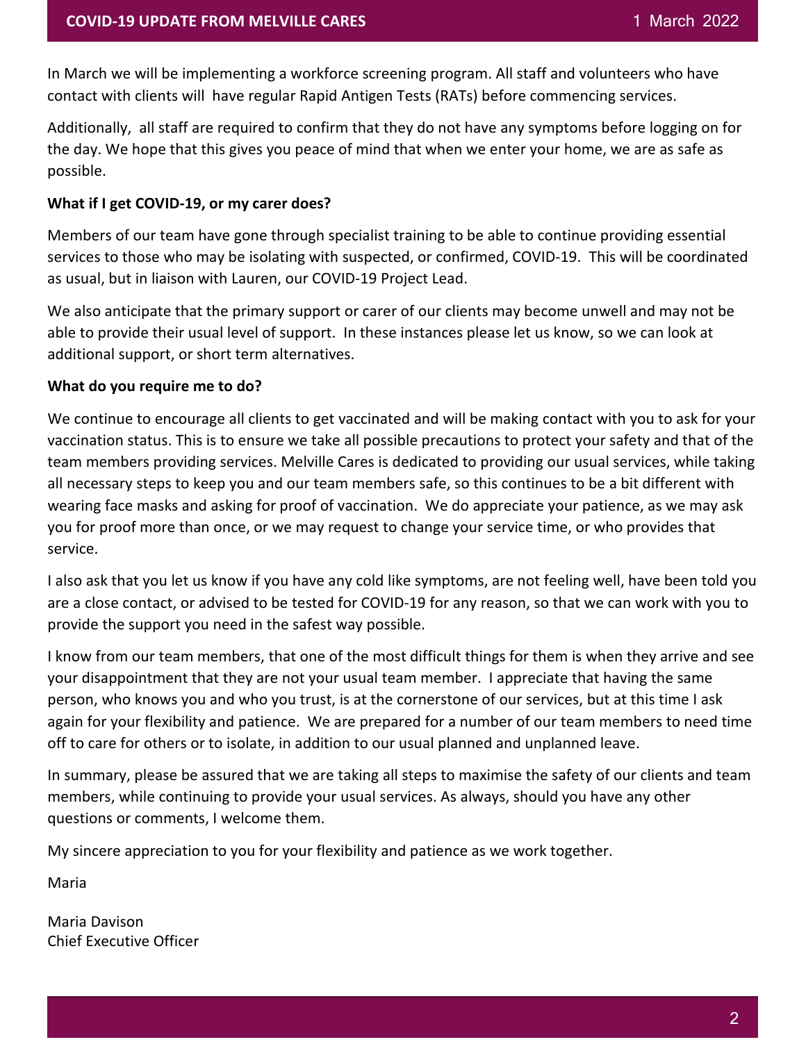In March we will be implementing a workforce screening program. All staff and volunteers who have contact with clients will have regular Rapid Antigen Tests (RATs) before commencing services.

Additionally, all staff are required to confirm that they do not have any symptoms before logging on for the day. We hope that this gives you peace of mind that when we enter your home, we are as safe as possible.

**What if I get COVID-19, or my carer does?**

Members of our team have gone through specialist training to be able to continue providing essential services to those who may be isolating with suspected, or confirmed, COVID-19. This will be coordinated as usual, but in liaison with Lauren, our COVID-19 Project Lead.

We also anticipate that the primary support or carer of our clients may become unwell and may not be able to provide their usual level of support. In these instances please let us know, so we can look at additional support, or short term alternatives.

**What do you require me to do?**

We continue to encourage all clients to get vaccinated and will be making contact with you to ask for your vaccination status. This is to ensure we take all possible precautions to protect your safety and that of the team members providing services. Melville Cares is dedicated to providing our usual services, while taking all necessary steps to keep you and our team members safe, so this continues to be a bit different with wearing face masks and asking for proof of vaccination. We do appreciate your patience, as we may ask you for proof more than once, or we may request to change your service time, or who provides that service.

I also ask that you let us know if you have any cold like symptoms, are not feeling well, have been told you are a close contact, or advised to be tested for COVID-19 for any reason, so that we can work with you to provide the support you need in the safest way possible.

I know from our team members, that one of the most difficult things for them is when they arrive and see your disappointment that they are not your usual team member. I appreciate that having the same person, who knows you and who you trust, is at the cornerstone of our services, but at this time I ask again for your flexibility and patience. We are prepared for a number of our team members to need time off to care for others or to isolate, in addition to our usual planned and unplanned leave.

In summary, please be assured that we are taking all steps to maximise the safety of our clients and team members, while continuing to provide your usual services. As always, should you have any other questions or comments, I welcome them.

My sincere appreciation to you for your flexibility and patience as we work together.

Maria

Maria Davison
Chief Executive Officer